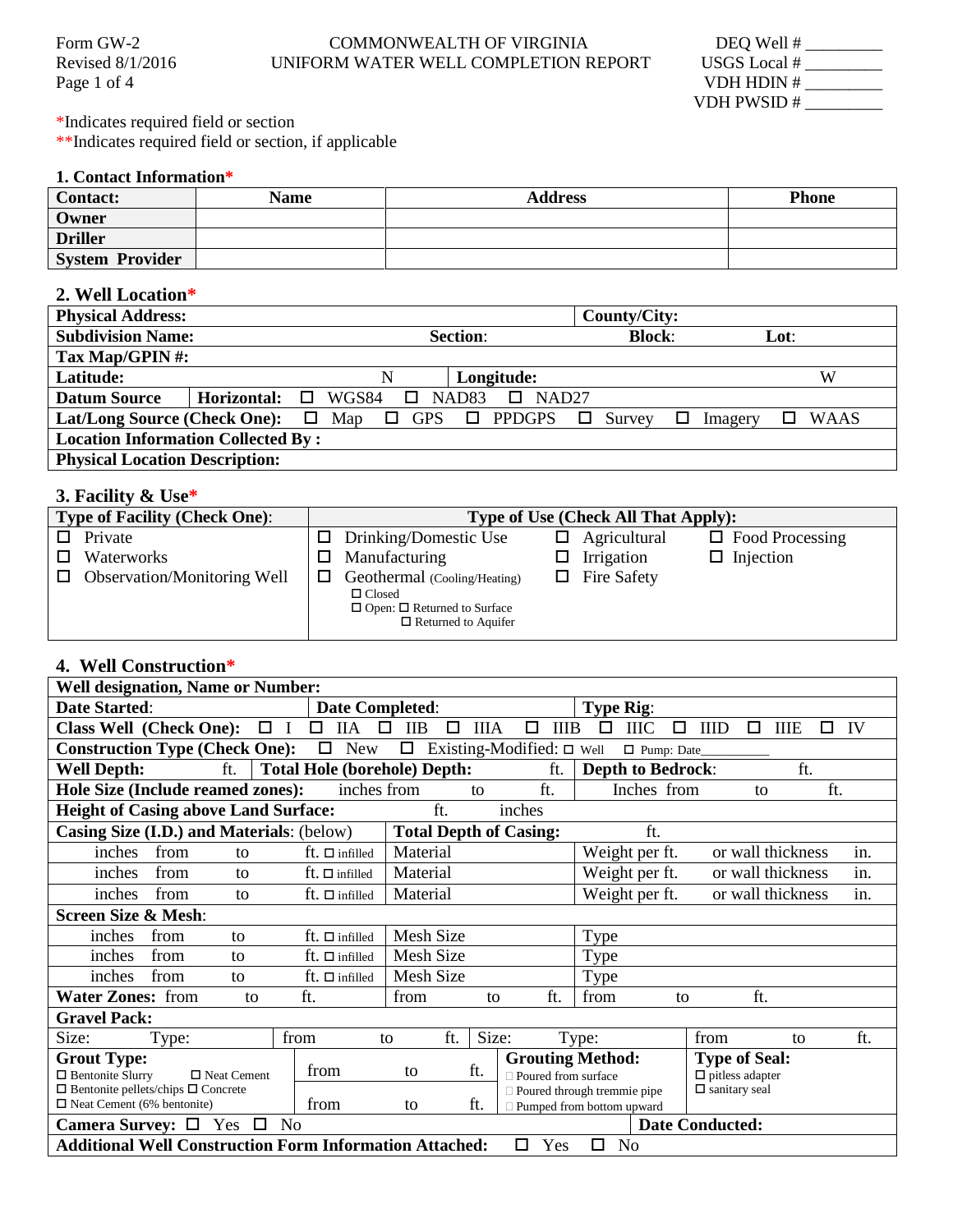Form GW-2
Revised 8/1/2016

# COMMONWEALTH OF VIRGINIA
# UNIFORM WATER WELL COMPLETION REPORT

DEQ Well # _________
USGS Local # _________
VDH HDIN # _________
VDH PWSID # _________

*Indicates required field or section
**Indicates required field or section, if applicable

## 1. Contact Information*

| Contact: | Name | Address | Phone |
|---|---|---|---|
| **Owner** | | | |
| **Driller** | | | |
| **System Provider** | | | |

## 2. Well Location*

| | | | |
|---|---|---|---|
| **Physical Address:** | | **County/City:** | |
| **Subdivision Name:** | **Section:** | **Block:** | **Lot:** |
| **Tax Map/GPIN #:** | | | |
| **Latitude:** N | | **Longitude:** W | |
| **Datum Source** | **Horizontal:** ☐ WGS84 ☐ NAD83 ☐ NAD27 | | |
| **Lat/Long Source (Check One):** ☐ Map ☐ GPS ☐ PPDGPS ☐ Survey ☐ Imagery ☐ WAAS | | | |
| **Location Information Collected By :** | | | |
| **Physical Location Description:** | | | |

## 3. Facility & Use*

| Type of Facility (Check One): | Type of Use (Check All That Apply): | | |
|---|---|---|---|
| ☐ Private | ☐ Drinking/Domestic Use | ☐ Agricultural | ☐ Food Processing |
| ☐ Waterworks | ☐ Manufacturing | ☐ Irrigation | ☐ Injection |
| ☐ Observation/Monitoring Well | ☐ Geothermal (Cooling/Heating)<br>☐ Closed<br>☐ Open: ☐ Returned to Surface<br>☐ Returned to Aquifer | ☐ Fire Safety | |

## 4. Well Construction*

| | | | |
|---|---|---|---|
| **Well designation, Name or Number:** | | | |
| **Date Started:** | **Date Completed:** | **Type Rig:** | |
| **Class Well (Check One):** ☐ I ☐ IIA ☐ IIB ☐ IIIA ☐ IIIB ☐ IIIC ☐ IIID ☐ IIIE ☐ IV | | | |
| **Construction Type (Check One):** ☐ New ☐ Existing-Modified: ☐ Well ☐ Pump: Date__________ | | | |
| **Well Depth:** ft. | **Total Hole (borehole) Depth:** ft. | **Depth to Bedrock:** ft. | |
| **Hole Size (Include reamed zones):** inches from to ft. | | Inches from to ft. | |
| **Height of Casing above Land Surface:** ft. inches | | | |
| **Casing Size (I.D.) and Materials:** (below) | **Total Depth of Casing:** ft. | | |
| inches from to ft. ☐ infilled | Material | Weight per ft. | or wall thickness in. |
| inches from to ft. ☐ infilled | Material | Weight per ft. | or wall thickness in. |
| inches from to ft. ☐ infilled | Material | Weight per ft. | or wall thickness in. |
| **Screen Size & Mesh:** | | | |
| inches from to ft. ☐ infilled | Mesh Size | Type | |
| inches from to ft. ☐ infilled | Mesh Size | Type | |
| inches from to ft. ☐ infilled | Mesh Size | Type | |
| **Water Zones:** from to ft. | from to ft. | from to ft. | |
| **Gravel Pack:** | | | |
| Size: Type: | from to ft. | Size: Type: | from to ft. |
| **Grout Type:**<br>☐ Bentonite Slurry ☐ Neat Cement<br>☐ Bentonite pellets/chips ☐ Concrete<br>☐ Neat Cement (6% bentonite) | from to ft.<br>from to ft. | **Grouting Method:**<br>☐ Poured from surface<br>☐ Poured through tremmie pipe<br>☐ Pumped from bottom upward | **Type of Seal:**<br>☐ pitless adapter<br>☐ sanitary seal |
| **Camera Survey:** ☐ Yes ☐ No | | **Date Conducted:** | |
| **Additional Well Construction Form Information Attached:** ☐ Yes ☐ No | | | |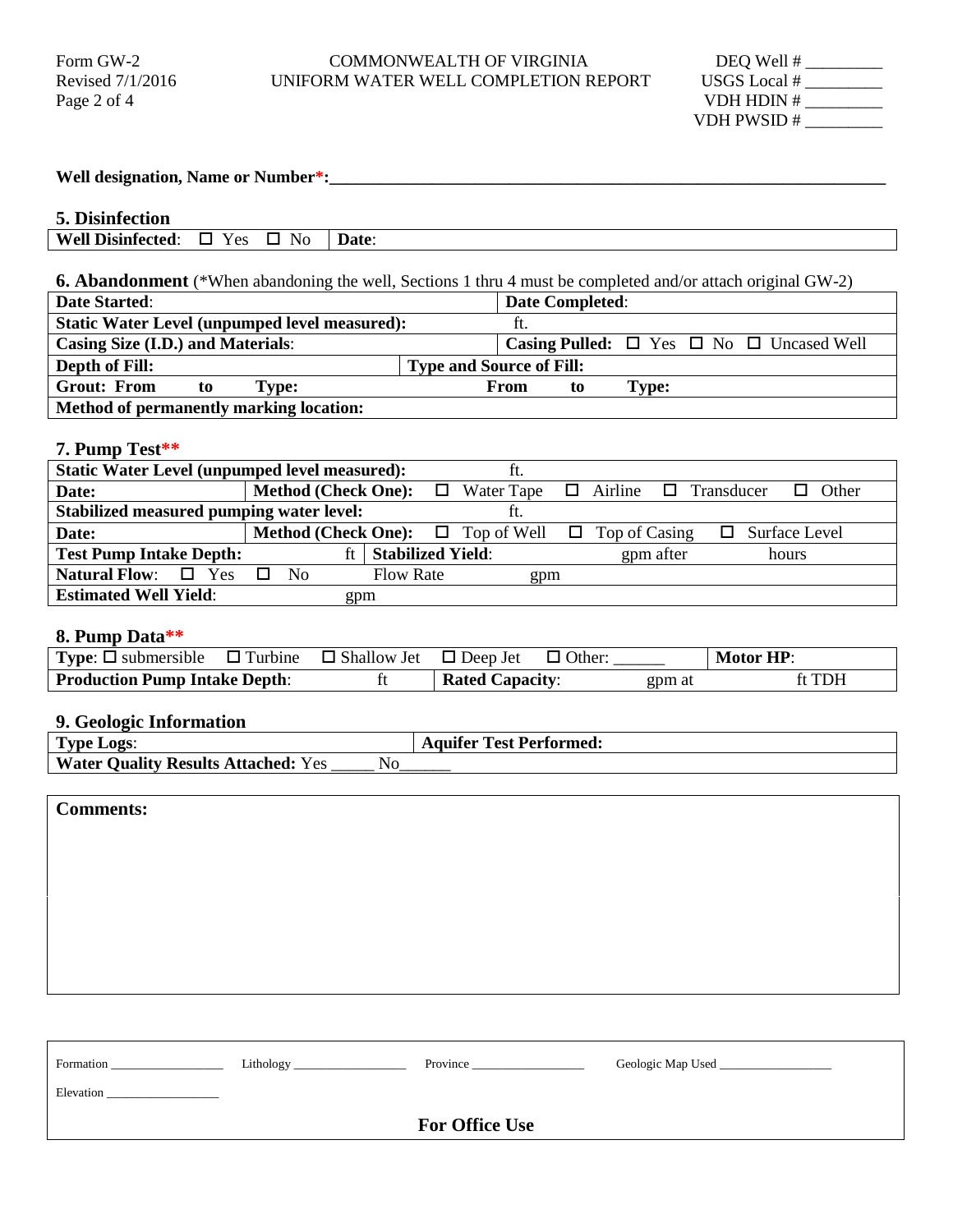Form GW-2
Revised 7/1/2016

COMMONWEALTH OF VIRGINIA
UNIFORM WATER WELL COMPLETION REPORT

DEQ Well # _________
USGS Local # _________
VDH HDIN # _________
VDH PWSID # _________

**Well designation, Name or Number*:**_______________________________________________

## 5. Disinfection

| **Well Disinfected**: ☐ Yes ☐ No | **Date**: |
|---|---|

## 6. Abandonment (*When abandoning the well, Sections 1 thru 4 must be completed and/or attach original GW-2)

| | | |
|---|---|---|
| **Date Started**: | | **Date Completed**: |
| **Static Water Level (unpumped level measured):** | | ft. |
| **Casing Size (I.D.) and Materials**: | | **Casing Pulled:** ☐ Yes ☐ No ☐ Uncased Well |
| **Depth of Fill:** | **Type and Source of Fill:** | |
| **Grout: From to Type:** | **From to Type:** | |
| **Method of permanently marking location:** | | |

## 7. Pump Test**

| | | |
|---|---|---|
| **Static Water Level (unpumped level measured):** | ft. | |
| **Date:** | **Method (Check One):** ☐ Water Tape ☐ Airline ☐ Transducer ☐ Other | |
| **Stabilized measured pumping water level:** | ft. | |
| **Date:** | **Method (Check One):** ☐ Top of Well ☐ Top of Casing ☐ Surface Level | |
| **Test Pump Intake Depth:** ft | **Stabilized Yield**: gpm after hours | |
| **Natural Flow**: ☐ Yes ☐ No | Flow Rate gpm | |
| **Estimated Well Yield**: gpm | | |

## 8. Pump Data**

| | |
|---|---|
| **Type**: ☐ submersible ☐ Turbine ☐ Shallow Jet ☐ Deep Jet ☐ Other: ______ | **Motor HP**: |
| **Production Pump Intake Depth**: ft | **Rated Capacity**: gpm at ft TDH |

## 9. Geologic Information

| | |
|---|---|
| **Type Logs**: | **Aquifer Test Performed:** |
| **Water Quality Results Attached:** Yes _____ No______ | |

**Comments:**

Formation _________________ Lithology _________________ Province _________________ Geologic Map Used _________________

Elevation _________________

**For Office Use**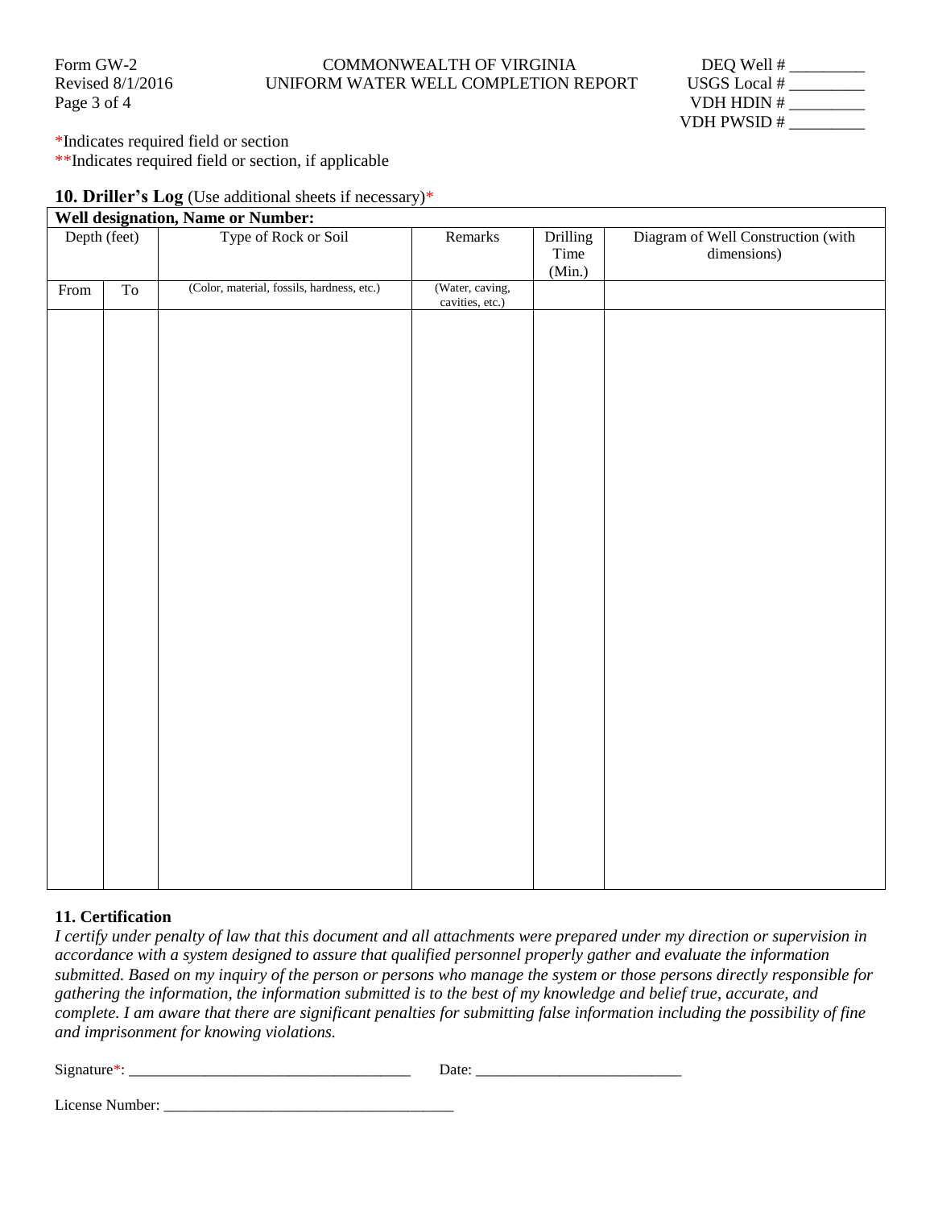Form GW-2
Revised 8/1/2016

COMMONWEALTH OF VIRGINIA
UNIFORM WATER WELL COMPLETION REPORT

DEQ Well # _________
USGS Local # _________
VDH HDIN # _________
VDH PWSID # _________

*Indicates required field or section
**Indicates required field or section, if applicable

## 10. Driller's Log (Use additional sheets if necessary)*

| Well designation, Name or Number: | | | | | |
|---|---|---|---|---|---|
| Depth (feet) | | Type of Rock or Soil | Remarks | Drilling Time (Min.) | Diagram of Well Construction (with dimensions) |
| From | To | (Color, material, fossils, hardness, etc.) | (Water, caving, cavities, etc.) | | |
| | | | | | |

## 11. Certification

*I certify under penalty of law that this document and all attachments were prepared under my direction or supervision in accordance with a system designed to assure that qualified personnel properly gather and evaluate the information submitted. Based on my inquiry of the person or persons who manage the system or those persons directly responsible for gathering the information, the information submitted is to the best of my knowledge and belief true, accurate, and complete. I am aware that there are significant penalties for submitting false information including the possibility of fine and imprisonment for knowing violations.*

Signature*: ___________________________________ Date: __________________________

License Number: _____________________________________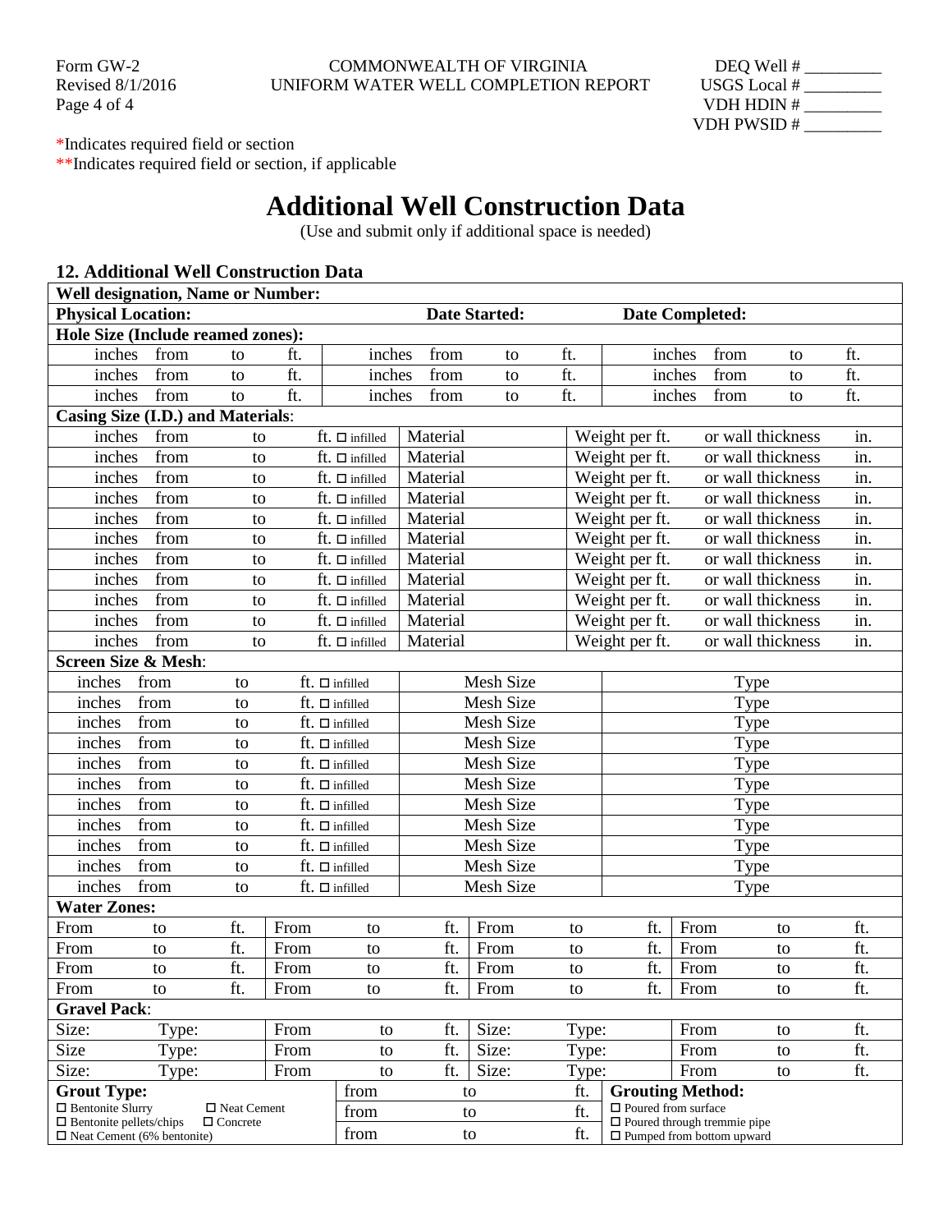Form GW-2
Revised 8/1/2016

COMMONWEALTH OF VIRGINIA
UNIFORM WATER WELL COMPLETION REPORT

DEQ Well # _________
USGS Local # _________
VDH HDIN # _________
VDH PWSID # _________

*Indicates required field or section
**Indicates required field or section, if applicable

# Additional Well Construction Data

(Use and submit only if additional space is needed)

### 12. Additional Well Construction Data

**Well designation, Name or Number:**

**Physical Location:** **Date Started:** **Date Completed:**

**Hole Size (Include reamed zones):**

| | | |
|---|---|---|
| inches from to ft. | inches from to ft. | inches from to ft. |
| inches from to ft. | inches from to ft. | inches from to ft. |
| inches from to ft. | inches from to ft. | inches from to ft. |

**Casing Size (I.D.) and Materials**:

| | | |
|---|---|---|
| inches from to ft. ☐ infilled | Material | Weight per ft. or wall thickness in. |
| inches from to ft. ☐ infilled | Material | Weight per ft. or wall thickness in. |
| inches from to ft. ☐ infilled | Material | Weight per ft. or wall thickness in. |
| inches from to ft. ☐ infilled | Material | Weight per ft. or wall thickness in. |
| inches from to ft. ☐ infilled | Material | Weight per ft. or wall thickness in. |
| inches from to ft. ☐ infilled | Material | Weight per ft. or wall thickness in. |
| inches from to ft. ☐ infilled | Material | Weight per ft. or wall thickness in. |
| inches from to ft. ☐ infilled | Material | Weight per ft. or wall thickness in. |
| inches from to ft. ☐ infilled | Material | Weight per ft. or wall thickness in. |
| inches from to ft. ☐ infilled | Material | Weight per ft. or wall thickness in. |
| inches from to ft. ☐ infilled | Material | Weight per ft. or wall thickness in. |

**Screen Size & Mesh**:

| | | |
|---|---|---|
| inches from to ft. ☐ infilled | Mesh Size | Type |
| inches from to ft. ☐ infilled | Mesh Size | Type |
| inches from to ft. ☐ infilled | Mesh Size | Type |
| inches from to ft. ☐ infilled | Mesh Size | Type |
| inches from to ft. ☐ infilled | Mesh Size | Type |
| inches from to ft. ☐ infilled | Mesh Size | Type |
| inches from to ft. ☐ infilled | Mesh Size | Type |
| inches from to ft. ☐ infilled | Mesh Size | Type |
| inches from to ft. ☐ infilled | Mesh Size | Type |
| inches from to ft. ☐ infilled | Mesh Size | Type |
| inches from to ft. ☐ infilled | Mesh Size | Type |

**Water Zones:**

| | | | |
|---|---|---|---|
| From to ft. | From to ft. | From to ft. | From to ft. |
| From to ft. | From to ft. | From to ft. | From to ft. |
| From to ft. | From to ft. | From to ft. | From to ft. |
| From to ft. | From to ft. | From to ft. | From to ft. |

**Gravel Pack**:

| | | | |
|---|---|---|---|
| Size: Type: | From to ft. | Size: Type: | From to ft. |
| Size Type: | From to ft. | Size: Type: | From to ft. |
| Size: Type: | From to ft. | Size: Type: | From to ft. |

| | | |
|---|---|---|
| **Grout Type:** ☐ Bentonite Slurry ☐ Neat Cement ☐ Bentonite pellets/chips ☐ Concrete ☐ Neat Cement (6% bentonite) | from to ft.<br>from to ft.<br>from to ft. | **Grouting Method:** ☐ Poured from surface ☐ Poured through tremmie pipe ☐ Pumped from bottom upward |